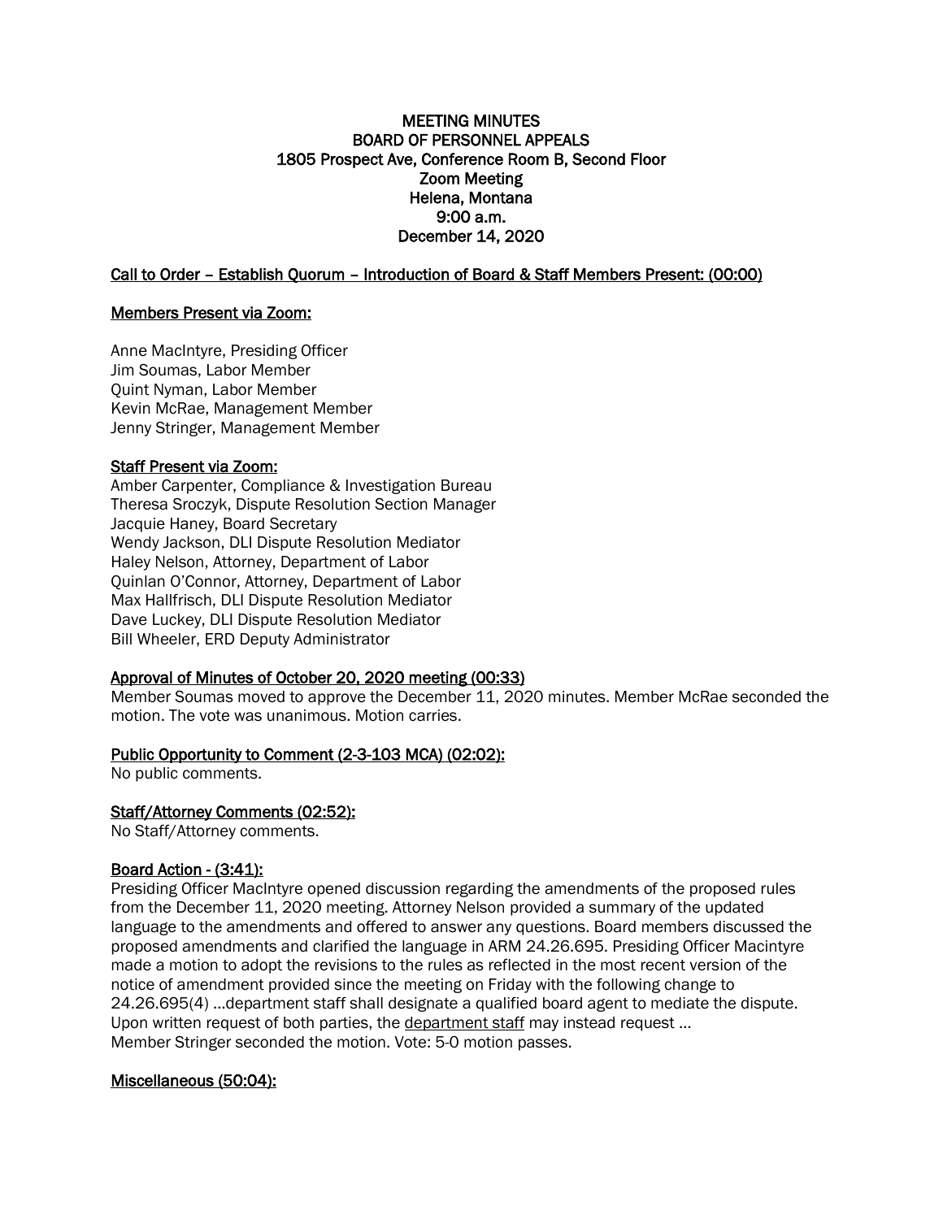# MEETING MINUTES
## BOARD OF PERSONNEL APPEALS
### 1805 Prospect Ave, Conference Room B, Second Floor
### Zoom Meeting
### Helena, Montana
### 9:00 a.m.
### December 14, 2020

**Call to Order – Establish Quorum – Introduction of Board & Staff Members Present: (00:00)**

**Members Present via Zoom:**

Anne MacIntyre, Presiding Officer
Jim Soumas, Labor Member
Quint Nyman, Labor Member
Kevin McRae, Management Member
Jenny Stringer, Management Member

**Staff Present via Zoom:**

Amber Carpenter, Compliance & Investigation Bureau
Theresa Sroczyk, Dispute Resolution Section Manager
Jacquie Haney, Board Secretary
Wendy Jackson, DLI Dispute Resolution Mediator
Haley Nelson, Attorney, Department of Labor
Quinlan O'Connor, Attorney, Department of Labor
Max Hallfrisch, DLI Dispute Resolution Mediator
Dave Luckey, DLI Dispute Resolution Mediator
Bill Wheeler, ERD Deputy Administrator

**Approval of Minutes of October 20, 2020 meeting (00:33)**

Member Soumas moved to approve the December 11, 2020 minutes. Member McRae seconded the motion. The vote was unanimous. Motion carries.

**Public Opportunity to Comment (2-3-103 MCA) (02:02):**

No public comments.

**Staff/Attorney Comments (02:52):**

No Staff/Attorney comments.

**Board Action - (3:41):**

Presiding Officer MacIntyre opened discussion regarding the amendments of the proposed rules from the December 11, 2020 meeting. Attorney Nelson provided a summary of the updated language to the amendments and offered to answer any questions. Board members discussed the proposed amendments and clarified the language in ARM 24.26.695. Presiding Officer Macintyre made a motion to adopt the revisions to the rules as reflected in the most recent version of the notice of amendment provided since the meeting on Friday with the following change to 24.26.695(4) …department staff shall designate a qualified board agent to mediate the dispute. Upon written request of both parties, the department staff may instead request …
Member Stringer seconded the motion. Vote: 5-0 motion passes.

**Miscellaneous (50:04):**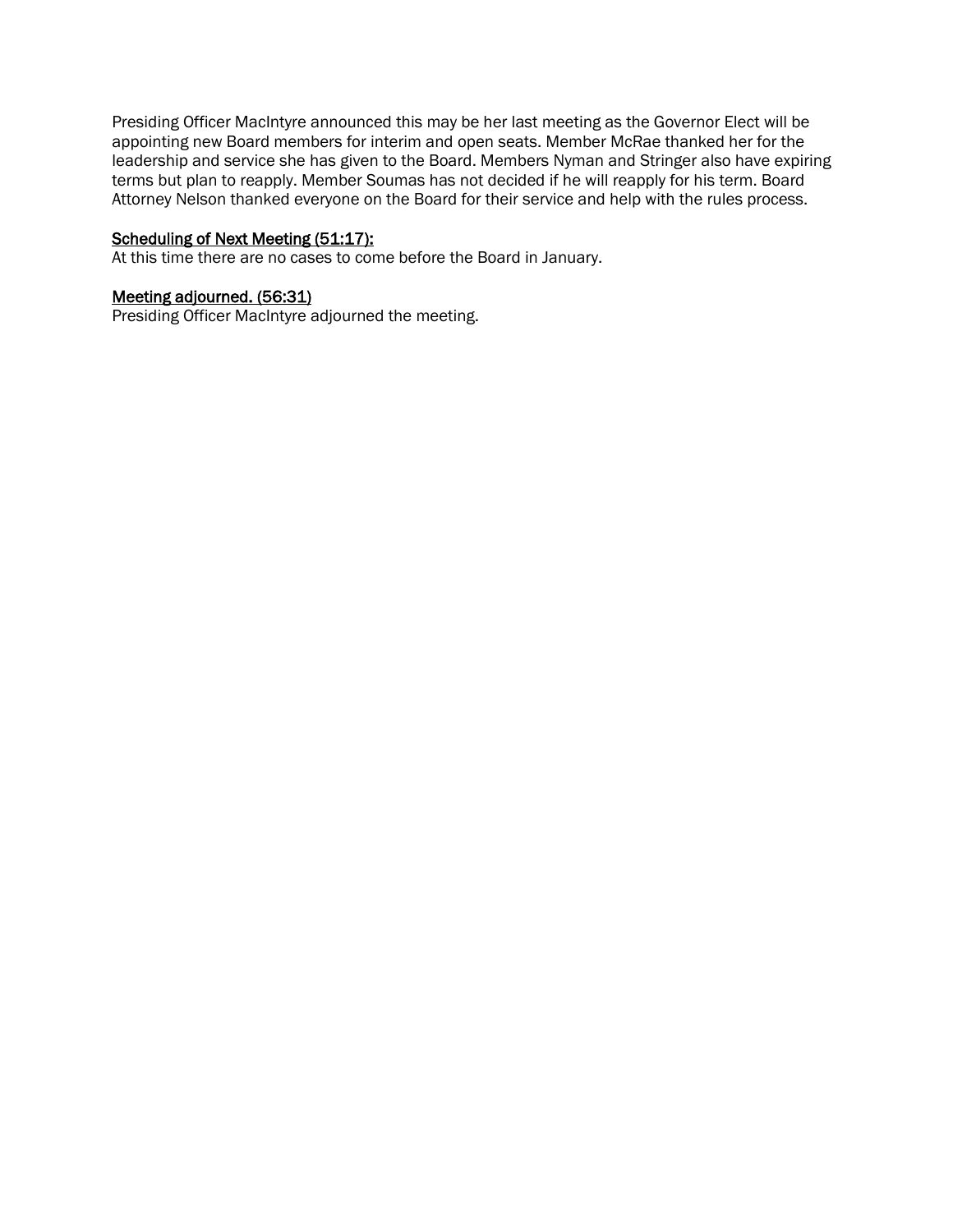Presiding Officer MacIntyre announced this may be her last meeting as the Governor Elect will be appointing new Board members for interim and open seats. Member McRae thanked her for the leadership and service she has given to the Board. Members Nyman and Stringer also have expiring terms but plan to reapply. Member Soumas has not decided if he will reapply for his term. Board Attorney Nelson thanked everyone on the Board for their service and help with the rules process.

<u>Scheduling of Next Meeting (51:17):</u>
At this time there are no cases to come before the Board in January.

<u>Meeting adjourned. (56:31)</u>
Presiding Officer MacIntyre adjourned the meeting.